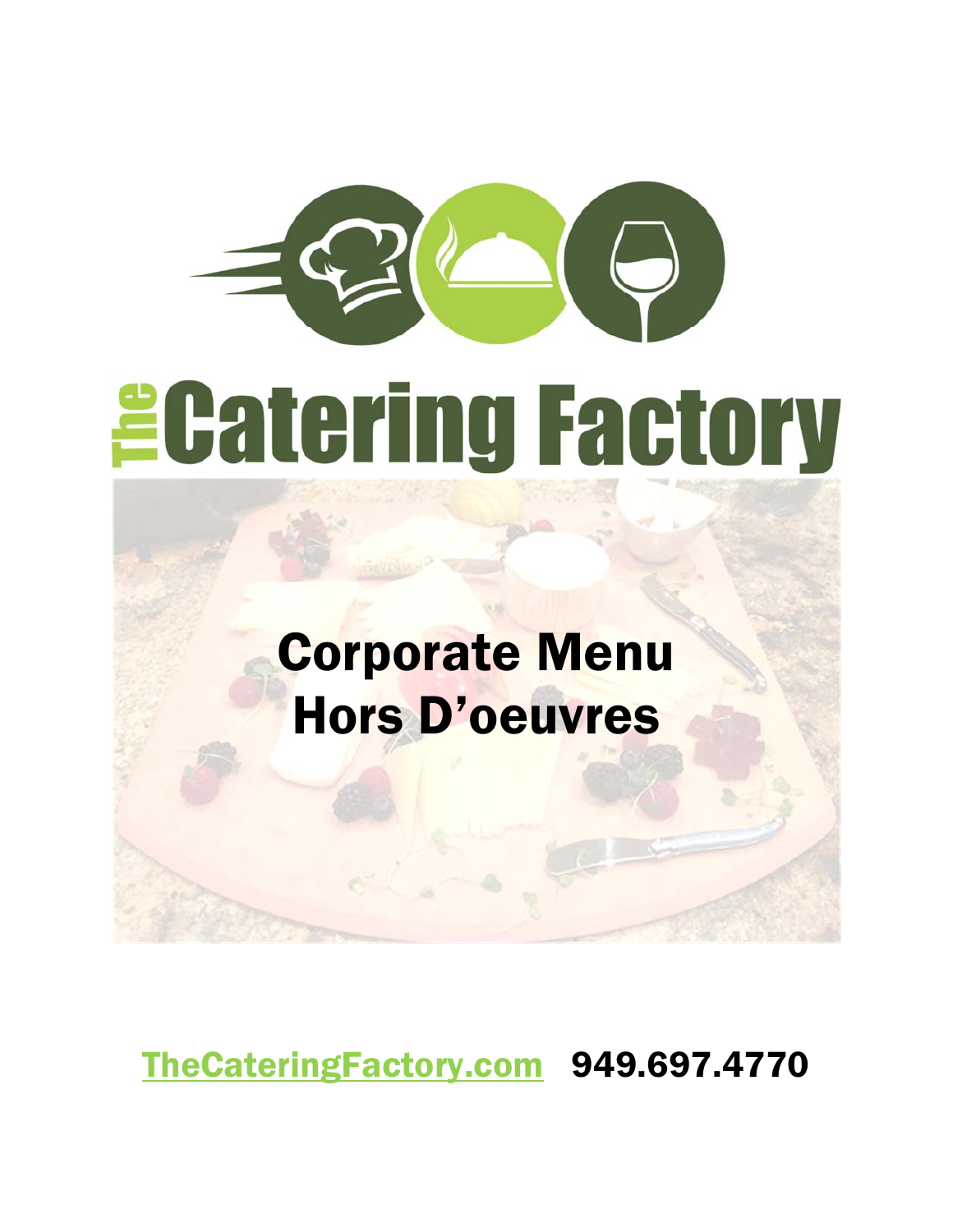# The Catering Factory

## Corporate Menu
## Hors D'oeuvres

[TheCateringFactory.com](http://TheCateringFactory.com) 949.697.4770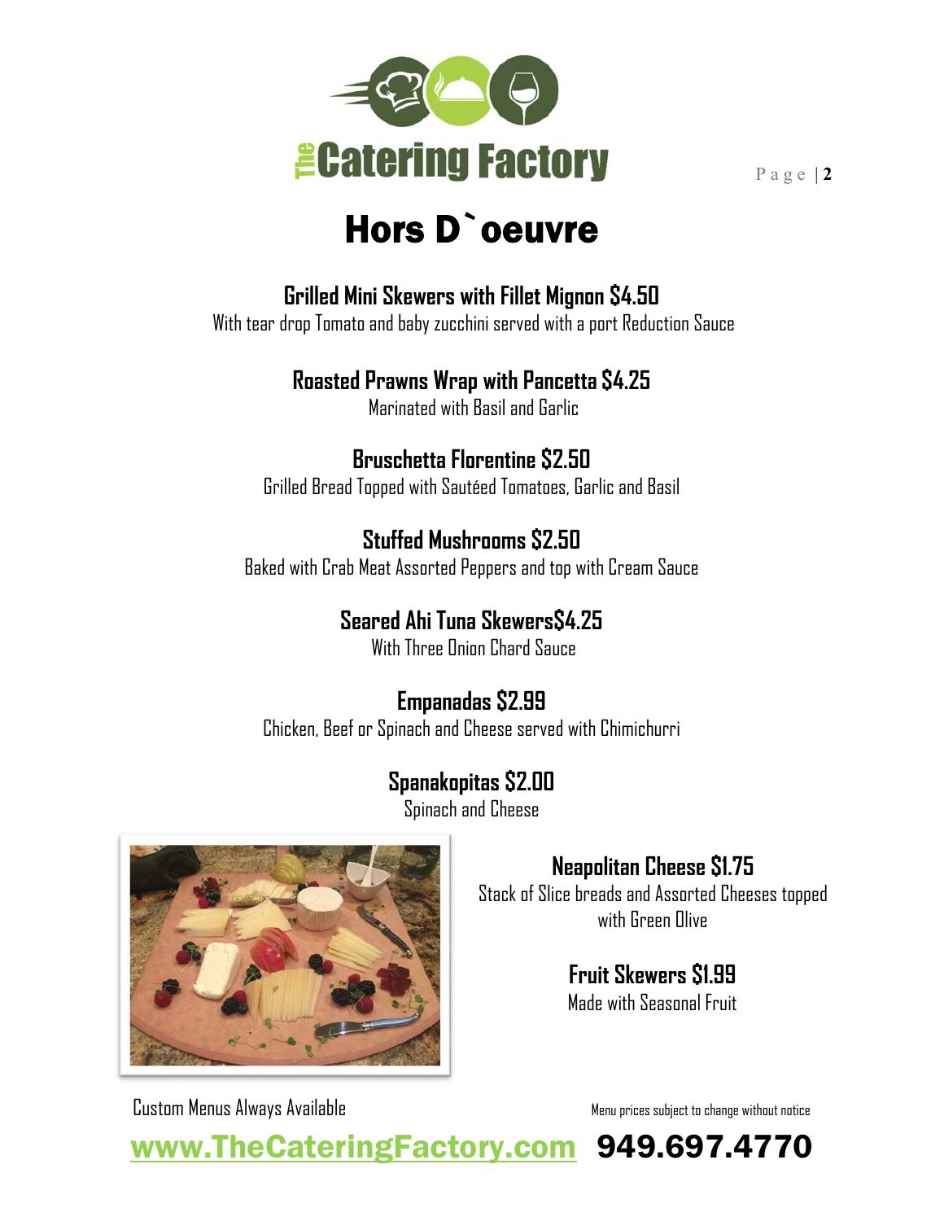# Hors D`oeuvre

**Grilled Mini Skewers with Fillet Mignon $4.50**
With tear drop Tomato and baby zucchini served with a port Reduction Sauce

**Roasted Prawns Wrap with Pancetta $4.25**
Marinated with Basil and Garlic

**Bruschetta Florentine $2.50**
Grilled Bread Topped with Sautéed Tomatoes, Garlic and Basil

**Stuffed Mushrooms $2.50**
Baked with Crab Meat Assorted Peppers and top with Cream Sauce

**Seared Ahi Tuna Skewers$4.25**
With Three Onion Chard Sauce

**Empanadas $2.99**
Chicken, Beef or Spinach and Cheese served with Chimichurri

**Spanakopitas $2.00**
Spinach and Cheese

**Neapolitan Cheese $1.75**
Stack of Slice breads and Assorted Cheeses topped with Green Olive

**Fruit Skewers $1.99**
Made with Seasonal Fruit

Custom Menus Always Available

Menu prices subject to change without notice

www.TheCateringFactory.com 949.697.4770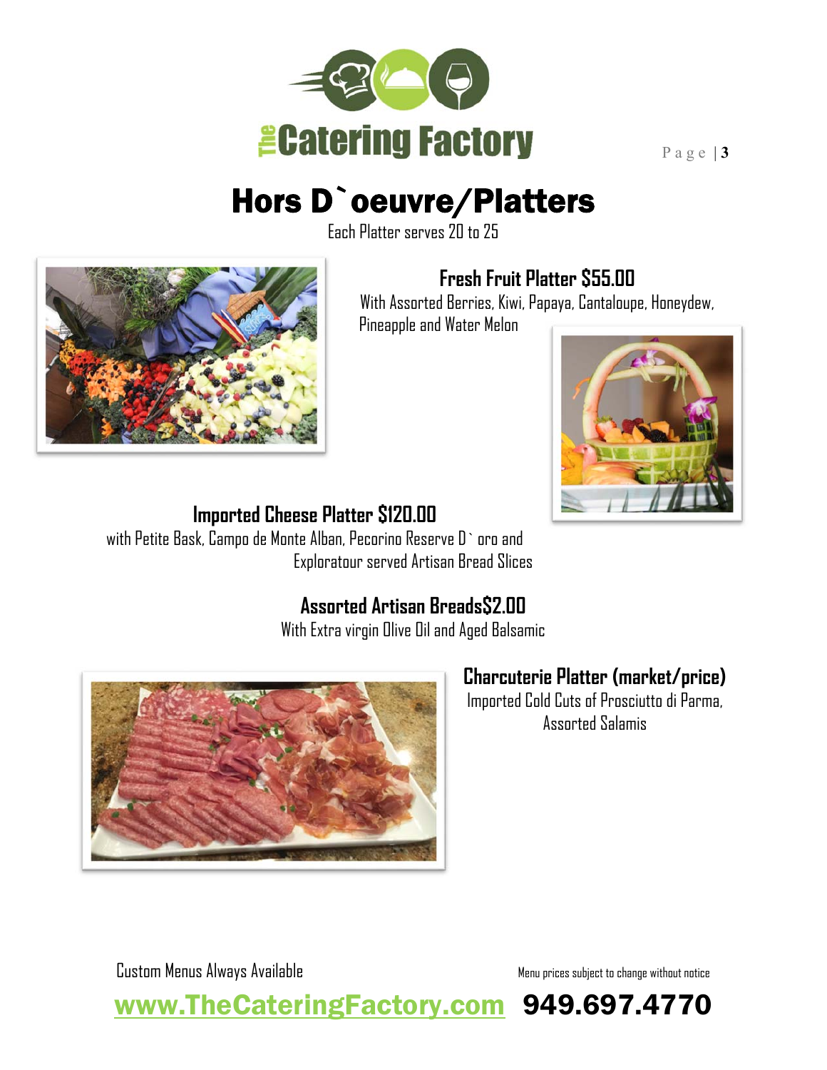# Hors D`oeuvre/Platters

Each Platter serves 20 to 25

### Fresh Fruit Platter $55.00

With Assorted Berries, Kiwi, Papaya, Cantaloupe, Honeydew, Pineapple and Water Melon

### Imported Cheese Platter $120.00

with Petite Bask, Campo de Monte Alban, Pecorino Reserve D` oro and Exploratour served Artisan Bread Slices

### Assorted Artisan Breads$2.00

With Extra virgin Olive Oil and Aged Balsamic

### Charcuterie Platter (market/price)

Imported Cold Cuts of Prosciutto di Parma, Assorted Salamis

Custom Menus Always Available

Menu prices subject to change without notice

www.TheCateringFactory.com 949.697.4770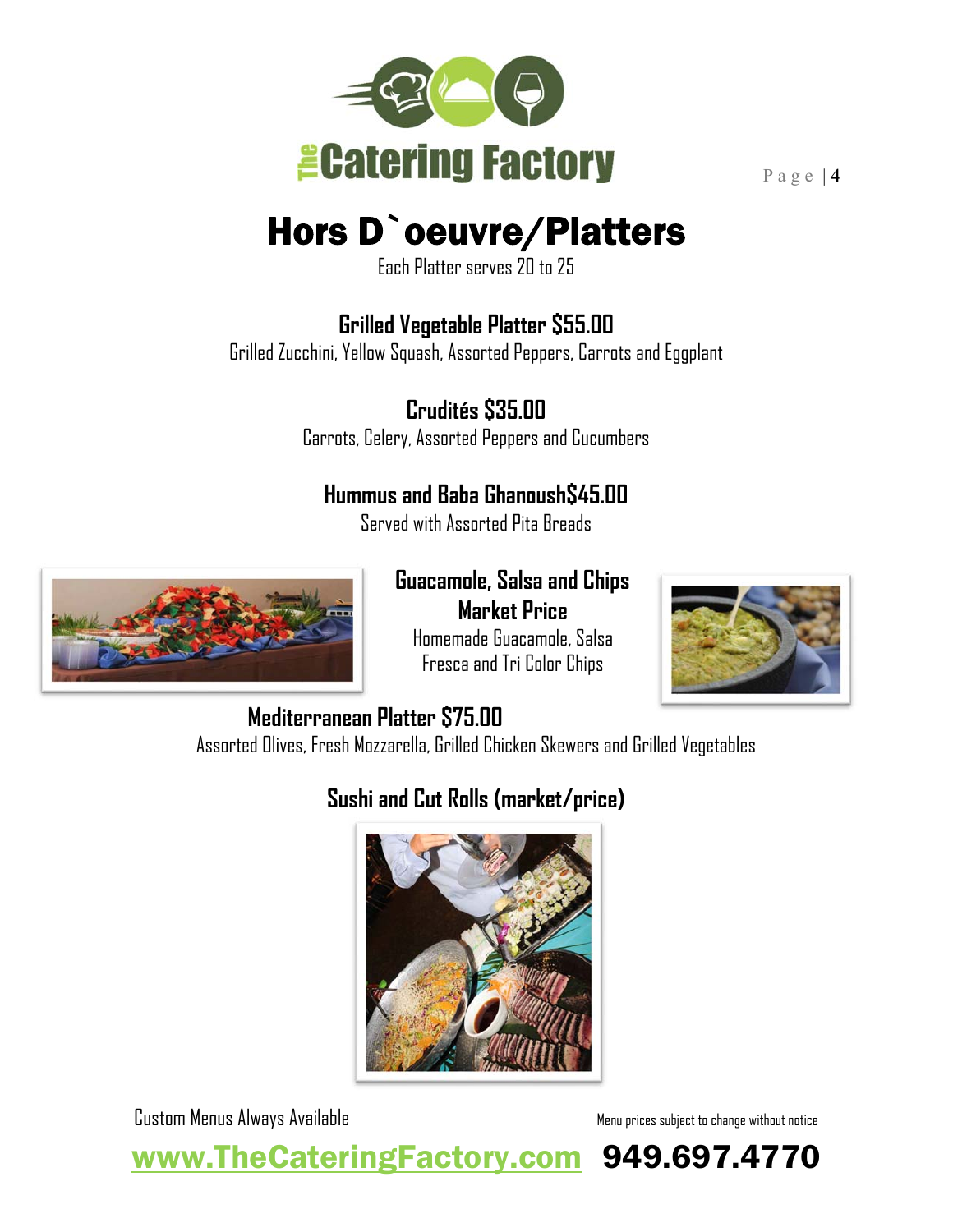# Hors D`oeuvre/Platters

Each Platter serves 20 to 25

## Grilled Vegetable Platter $55.00

Grilled Zucchini, Yellow Squash, Assorted Peppers, Carrots and Eggplant

## Crudités $35.00

Carrots, Celery, Assorted Peppers and Cucumbers

## Hummus and Baba Ghanoush$45.00

Served with Assorted Pita Breads

## Guacamole, Salsa and Chips Market Price

Homemade Guacamole, Salsa Fresca and Tri Color Chips

## Mediterranean Platter $75.00

Assorted Olives, Fresh Mozzarella, Grilled Chicken Skewers and Grilled Vegetables

## Sushi and Cut Rolls (market/price)

Custom Menus Always Available

Menu prices subject to change without notice

www.TheCateringFactory.com 949.697.4770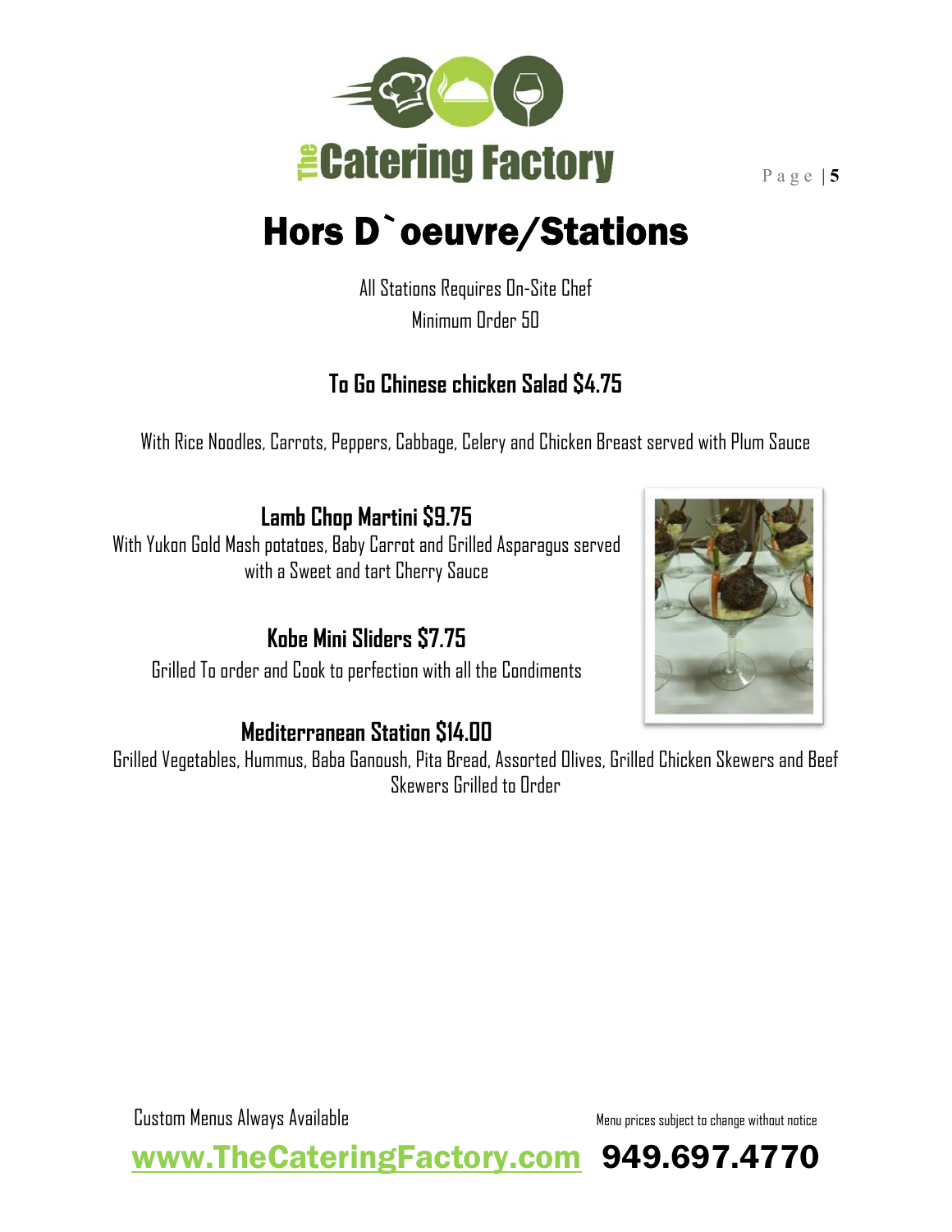# Hors D`oeuvre/Stations

All Stations Requires On-Site Chef
Minimum Order 50

### To Go Chinese chicken Salad $4.75

With Rice Noodles, Carrots, Peppers, Cabbage, Celery and Chicken Breast served with Plum Sauce

### Lamb Chop Martini $9.75

With Yukon Gold Mash potatoes, Baby Carrot and Grilled Asparagus served with a Sweet and tart Cherry Sauce

### Kobe Mini Sliders $7.75

Grilled To order and Cook to perfection with all the Condiments

### Mediterranean Station $14.00

Grilled Vegetables, Hummus, Baba Ganoush, Pita Bread, Assorted Olives, Grilled Chicken Skewers and Beef Skewers Grilled to Order

Custom Menus Always Available

Menu prices subject to change without notice

www.TheCateringFactory.com 949.697.4770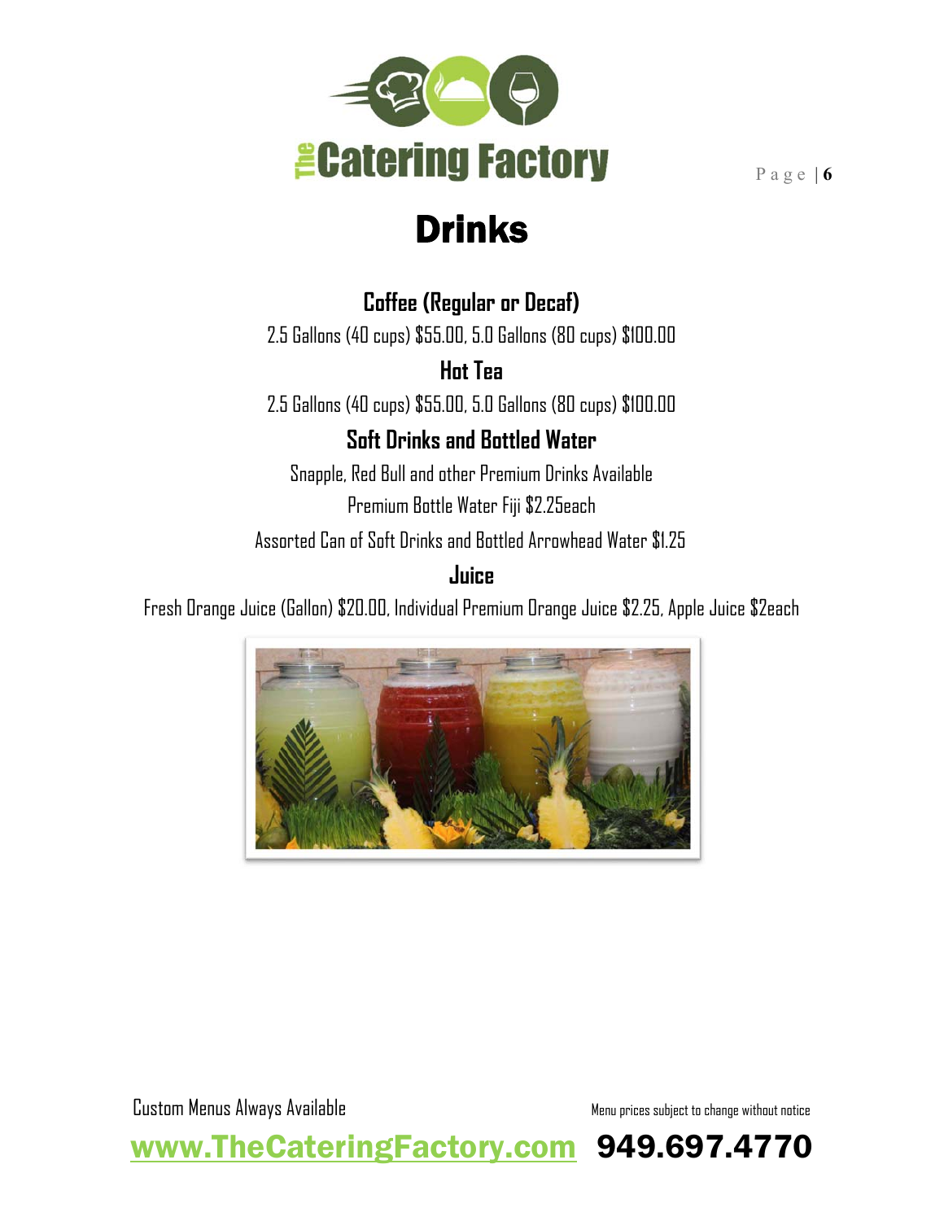# Drinks

### Coffee (Regular or Decaf)

2.5 Gallons (40 cups) $55.00, 5.0 Gallons (80 cups) $100.00

### Hot Tea

2.5 Gallons (40 cups) $55.00, 5.0 Gallons (80 cups) $100.00

### Soft Drinks and Bottled Water

Snapple, Red Bull and other Premium Drinks Available

Premium Bottle Water Fiji $2.25each

Assorted Can of Soft Drinks and Bottled Arrowhead Water $1.25

### Juice

Fresh Orange Juice (Gallon) $20.00, Individual Premium Orange Juice $2.25, Apple Juice $2each

Custom Menus Always Available

Menu prices subject to change without notice

www.TheCateringFactory.com 949.697.4770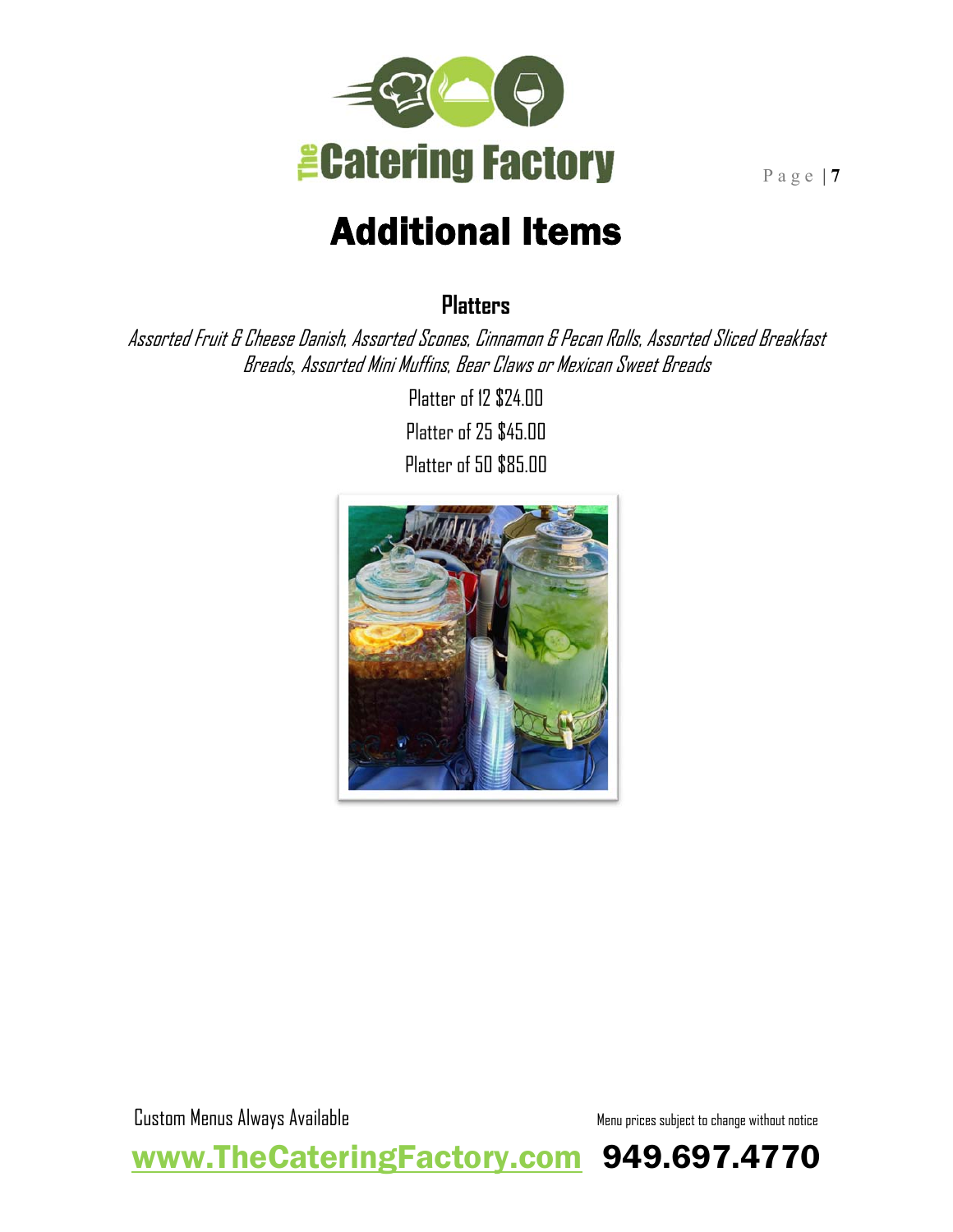# Additional Items

### Platters

*Assorted Fruit & Cheese Danish, Assorted Scones, Cinnamon & Pecan Rolls, Assorted Sliced Breakfast Breads, Assorted Mini Muffins, Bear Claws or Mexican Sweet Breads*

Platter of 12 $24.00

Platter of 25 $45.00

Platter of 50 $85.00

Custom Menus Always Available

Menu prices subject to change without notice

www.TheCateringFactory.com 949.697.4770